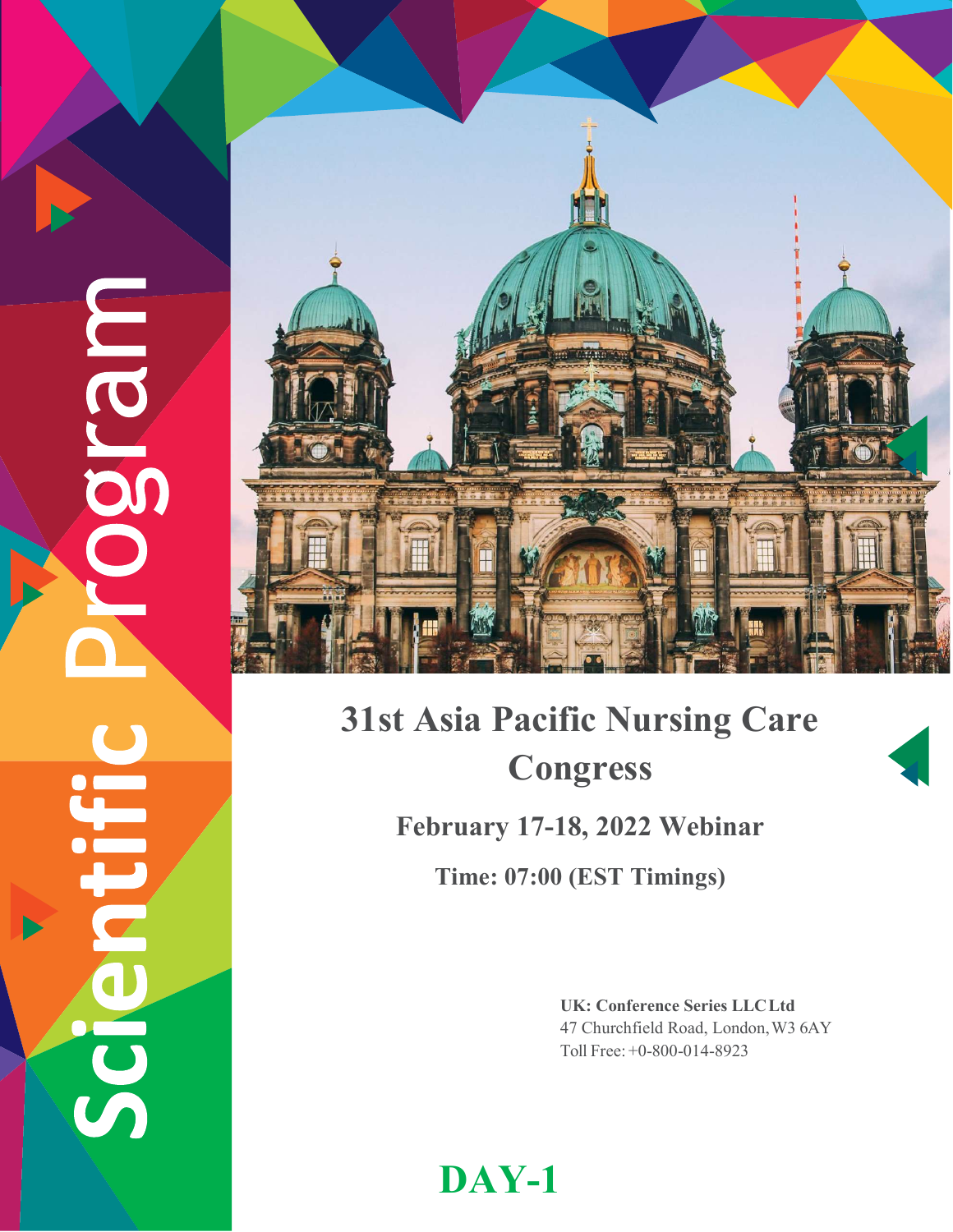Scientific Program

# 31st Asia Pacific Nursing Care Congress

## February 17-18, 2022 Webinar

### Time: 07:00 (EST Timings)

**UK: Conference Series LLC Ltd**
47 Churchfield Road, London, W3 6AY
Toll Free: +0-800-014-8923

## DAY-1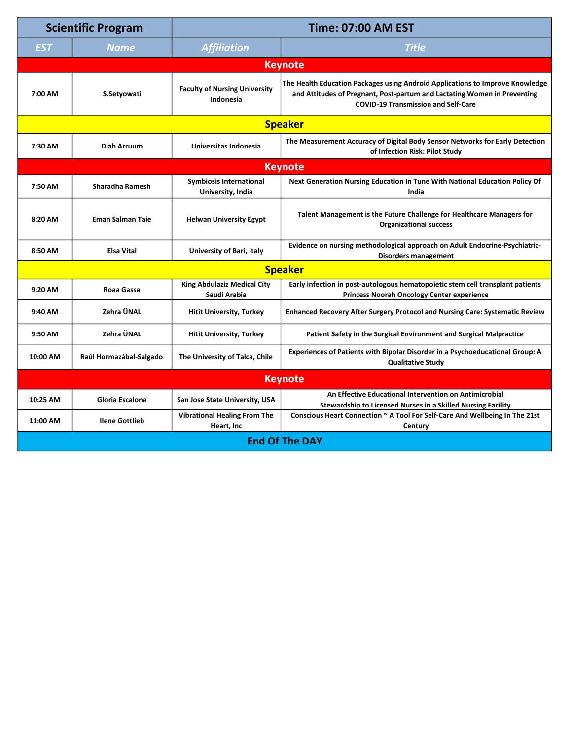| Scientific Program | | Time: 07:00 AM EST | |
|---|---|---|---|
| *EST* | *Name* | *Affiliation* | *Title* |
| **Keynote** | | | |
| 7:00 AM | S.Setyowati | Faculty of Nursing University Indonesia | The Health Education Packages using Android Applications to Improve Knowledge and Attitudes of Pregnant, Post-partum and Lactating Women in Preventing COVID-19 Transmission and Self-Care |
| **Speaker** | | | |
| 7:30 AM | Diah Arruum | Universitas Indonesia | The Measurement Accuracy of Digital Body Sensor Networks for Early Detection of Infection Risk: Pilot Study |
| **Keynote** | | | |
| 7:50 AM | Sharadha Ramesh | Symbiosis International University, India | Next Generation Nursing Education In Tune With National Education Policy Of India |
| 8:20 AM | Eman Salman Taie | Helwan University Egypt | Talent Management is the Future Challenge for Healthcare Managers for Organizational success |
| 8:50 AM | Elsa Vital | University of Bari, Italy | Evidence on nursing methodological approach on Adult Endocrine-Psychiatric-Disorders management |
| **Speaker** | | | |
| 9:20 AM | Roaa Gassa | King Abdulaziz Medical City Saudi Arabia | Early infection in post-autologous hematopoietic stem cell transplant patients Princess Noorah Oncology Center experience |
| 9:40 AM | Zehra ÜNAL | Hitit University, Turkey | Enhanced Recovery After Surgery Protocol and Nursing Care: Systematic Review |
| 9:50 AM | Zehra ÜNAL | Hitit University, Turkey | Patient Safety in the Surgical Environment and Surgical Malpractice |
| 10:00 AM | Raúl Hormazábal-Salgado | The University of Talca, Chile | Experiences of Patients with Bipolar Disorder in a Psychoeducational Group: A Qualitative Study |
| **Keynote** | | | |
| 10:25 AM | Gloria Escalona | San Jose State University, USA | An Effective Educational Intervention on Antimicrobial Stewardship to Licensed Nurses in a Skilled Nursing Facility |
| 11:00 AM | Ilene Gottlieb | Vibrational Healing From The Heart, Inc | Conscious Heart Connection ~ A Tool For Self-Care And Wellbeing In The 21st Century |
| **End Of The DAY** | | | |